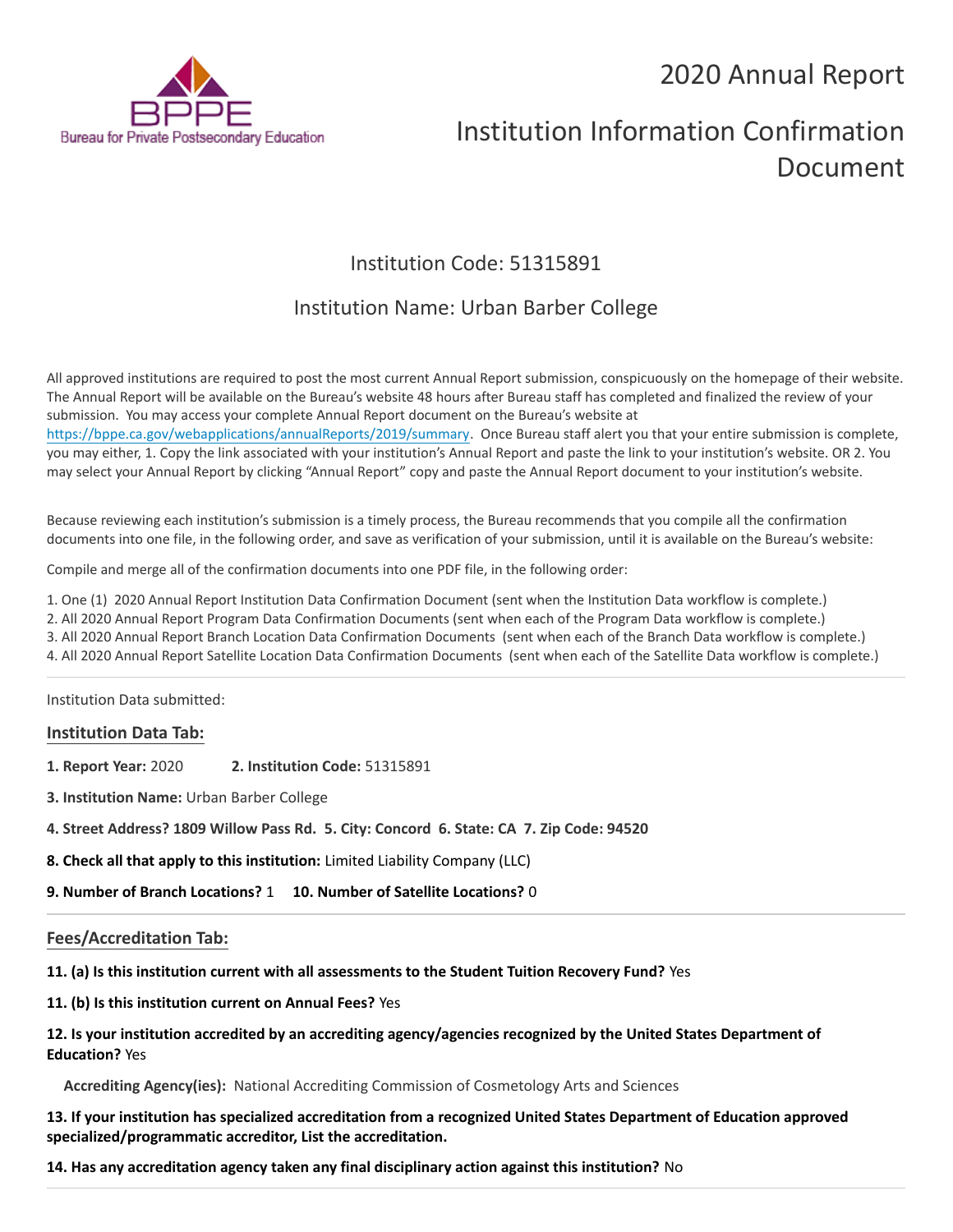Bureau for Private Postsecondary Education

# 2020 Annual Report

# Institution Information Confirmation Document

## Institution Code: 51315891

## Institution Name: Urban Barber College

All approved institutions are required to post the most current Annual Report submission, conspicuously on the homepage of their website. The Annual Report will be available on the Bureau's website 48 hours after Bureau staff has completed and finalized the review of your submission. You may access your complete Annual Report document on the Bureau's website at https://bppe.ca.gov/webapplications/annualReports/2019/summary. Once Bureau staff alert you that your entire submission is complete, you may either, 1. Copy the link associated with your institution's Annual Report and paste the link to your institution's website. OR 2. You may select your Annual Report by clicking "Annual Report" copy and paste the Annual Report document to your institution's website.

Because reviewing each institution's submission is a timely process, the Bureau recommends that you compile all the confirmation documents into one file, in the following order, and save as verification of your submission, until it is available on the Bureau's website:

Compile and merge all of the confirmation documents into one PDF file, in the following order:

1. One (1) 2020 Annual Report Institution Data Confirmation Document (sent when the Institution Data workflow is complete.)
2. All 2020 Annual Report Program Data Confirmation Documents (sent when each of the Program Data workflow is complete.)
3. All 2020 Annual Report Branch Location Data Confirmation Documents (sent when each of the Branch Data workflow is complete.)
4. All 2020 Annual Report Satellite Location Data Confirmation Documents (sent when each of the Satellite Data workflow is complete.)

---

Institution Data submitted:

### Institution Data Tab:

**1. Report Year:** 2020 **2. Institution Code:** 51315891

**3. Institution Name:** Urban Barber College

**4. Street Address? 1809 Willow Pass Rd. 5. City: Concord 6. State: CA 7. Zip Code: 94520**

**8. Check all that apply to this institution:** Limited Liability Company (LLC)

**9. Number of Branch Locations?** 1 **10. Number of Satellite Locations?** 0

---

### Fees/Accreditation Tab:

**11. (a) Is this institution current with all assessments to the Student Tuition Recovery Fund?** Yes

**11. (b) Is this institution current on Annual Fees?** Yes

**12. Is your institution accredited by an accrediting agency/agencies recognized by the United States Department of Education?** Yes

**Accrediting Agency(ies):** National Accrediting Commission of Cosmetology Arts and Sciences

**13. If your institution has specialized accreditation from a recognized United States Department of Education approved specialized/programmatic accreditor, List the accreditation.**

**14. Has any accreditation agency taken any final disciplinary action against this institution?** No

---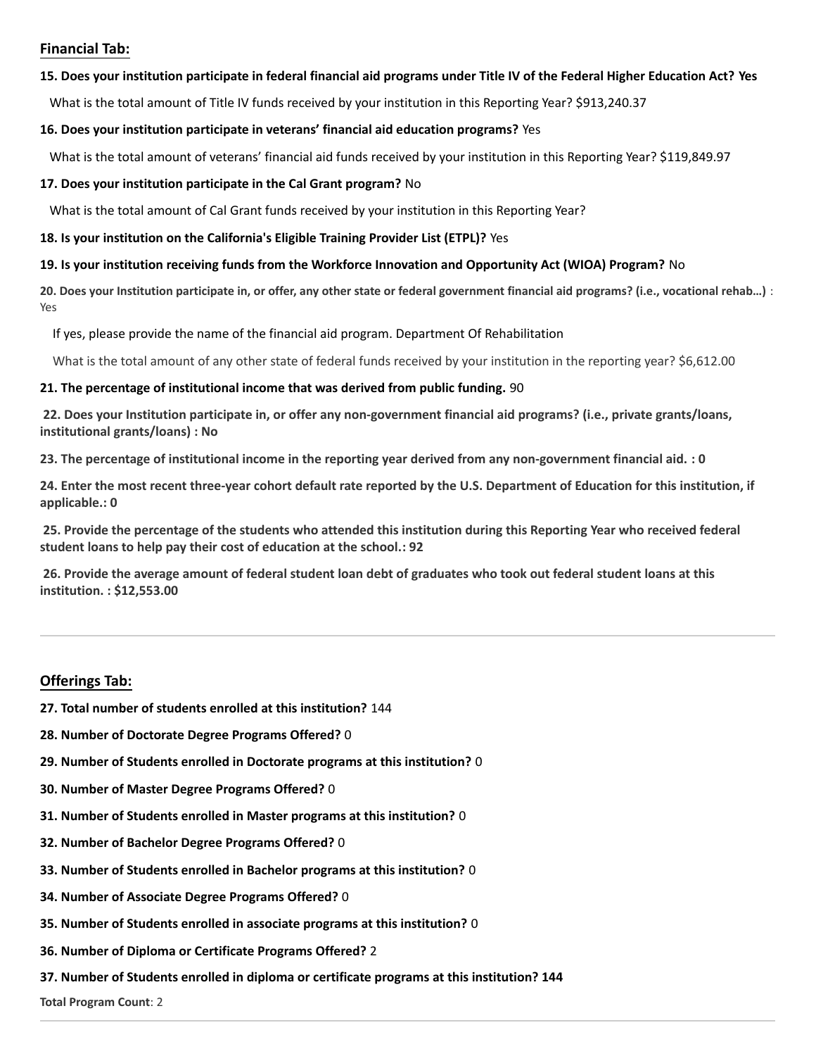## Financial Tab:

**15. Does your institution participate in federal financial aid programs under Title IV of the Federal Higher Education Act? Yes**

What is the total amount of Title IV funds received by your institution in this Reporting Year? $913,240.37

**16. Does your institution participate in veterans' financial aid education programs?** Yes

What is the total amount of veterans' financial aid funds received by your institution in this Reporting Year? $119,849.97

**17. Does your institution participate in the Cal Grant program?** No

What is the total amount of Cal Grant funds received by your institution in this Reporting Year?

**18. Is your institution on the California's Eligible Training Provider List (ETPL)?** Yes

**19. Is your institution receiving funds from the Workforce Innovation and Opportunity Act (WIOA) Program?** No

**20. Does your Institution participate in, or offer, any other state or federal government financial aid programs? (i.e., vocational rehab…)** : Yes

If yes, please provide the name of the financial aid program. Department Of Rehabilitation

What is the total amount of any other state of federal funds received by your institution in the reporting year? $6,612.00

**21. The percentage of institutional income that was derived from public funding.** 90

**22. Does your Institution participate in, or offer any non-government financial aid programs? (i.e., private grants/loans, institutional grants/loans) : No**

**23. The percentage of institutional income in the reporting year derived from any non-government financial aid. : 0**

**24. Enter the most recent three-year cohort default rate reported by the U.S. Department of Education for this institution, if applicable.: 0**

**25. Provide the percentage of the students who attended this institution during this Reporting Year who received federal student loans to help pay their cost of education at the school.: 92**

**26. Provide the average amount of federal student loan debt of graduates who took out federal student loans at this institution. : $12,553.00**

---

## Offerings Tab:

**27. Total number of students enrolled at this institution?** 144

**28. Number of Doctorate Degree Programs Offered?** 0

**29. Number of Students enrolled in Doctorate programs at this institution?** 0

**30. Number of Master Degree Programs Offered?** 0

**31. Number of Students enrolled in Master programs at this institution?** 0

**32. Number of Bachelor Degree Programs Offered?** 0

**33. Number of Students enrolled in Bachelor programs at this institution?** 0

**34. Number of Associate Degree Programs Offered?** 0

**35. Number of Students enrolled in associate programs at this institution?** 0

**36. Number of Diploma or Certificate Programs Offered?** 2

**37. Number of Students enrolled in diploma or certificate programs at this institution? 144**

**Total Program Count**: 2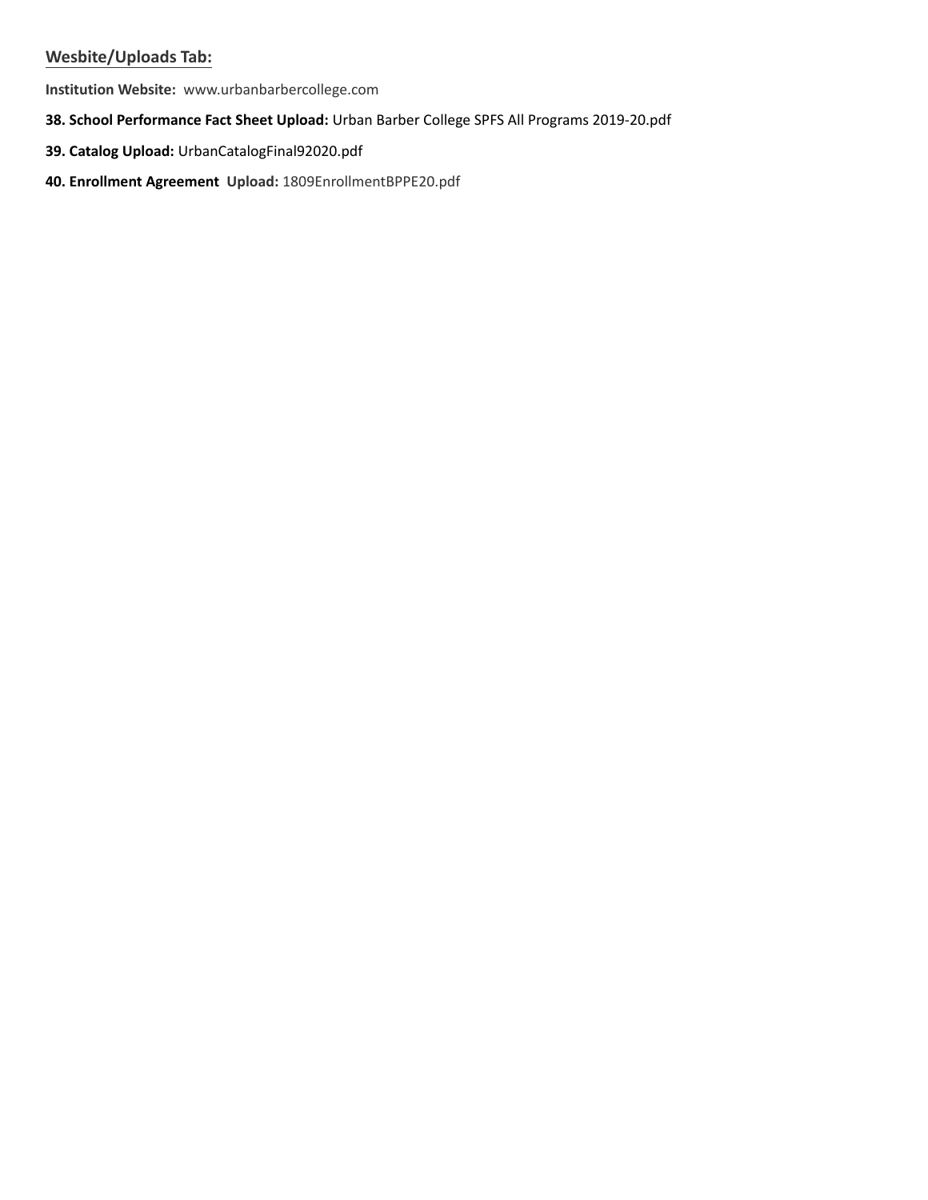## Wesbite/Uploads Tab:

**Institution Website:** www.urbanbarbercollege.com

**38. School Performance Fact Sheet Upload:** Urban Barber College SPFS All Programs 2019-20.pdf

**39. Catalog Upload:** UrbanCatalogFinal92020.pdf

**40. Enrollment Agreement Upload:** 1809EnrollmentBPPE20.pdf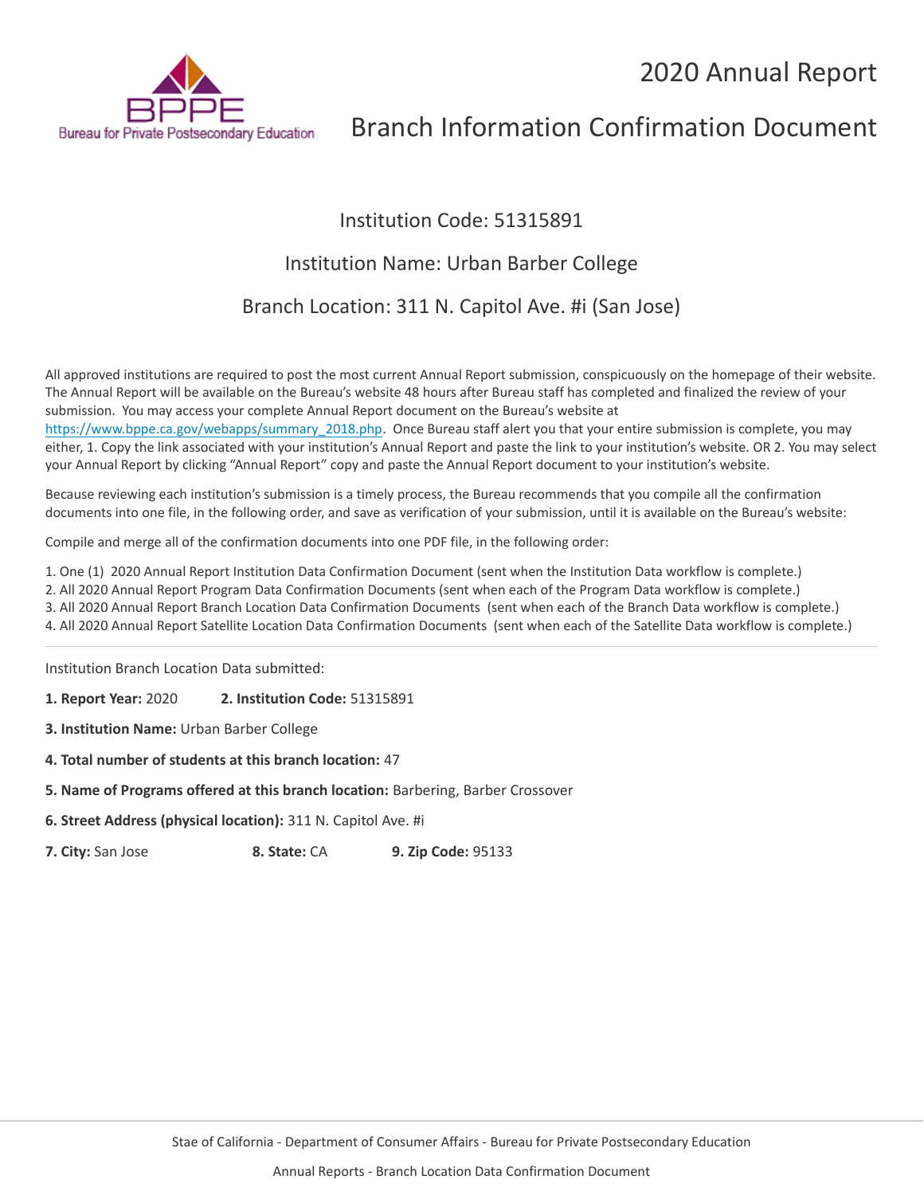# 2020 Annual Report

# Branch Information Confirmation Document

Institution Code: 51315891

Institution Name: Urban Barber College

Branch Location: 311 N. Capitol Ave. #i (San Jose)

All approved institutions are required to post the most current Annual Report submission, conspicuously on the homepage of their website. The Annual Report will be available on the Bureau's website 48 hours after Bureau staff has completed and finalized the review of your submission. You may access your complete Annual Report document on the Bureau's website at https://www.bppe.ca.gov/webapps/summary_2018.php. Once Bureau staff alert you that your entire submission is complete, you may either, 1. Copy the link associated with your institution's Annual Report and paste the link to your institution's website. OR 2. You may select your Annual Report by clicking "Annual Report" copy and paste the Annual Report document to your institution's website.

Because reviewing each institution's submission is a timely process, the Bureau recommends that you compile all the confirmation documents into one file, in the following order, and save as verification of your submission, until it is available on the Bureau's website:

Compile and merge all of the confirmation documents into one PDF file, in the following order:

1. One (1) 2020 Annual Report Institution Data Confirmation Document (sent when the Institution Data workflow is complete.)
2. All 2020 Annual Report Program Data Confirmation Documents (sent when each of the Program Data workflow is complete.)
3. All 2020 Annual Report Branch Location Data Confirmation Documents (sent when each of the Branch Data workflow is complete.)
4. All 2020 Annual Report Satellite Location Data Confirmation Documents (sent when each of the Satellite Data workflow is complete.)

---

Institution Branch Location Data submitted:

**1. Report Year:** 2020 **2. Institution Code:** 51315891

**3. Institution Name:** Urban Barber College

**4. Total number of students at this branch location:** 47

**5. Name of Programs offered at this branch location:** Barbering, Barber Crossover

**6. Street Address (physical location):** 311 N. Capitol Ave. #i

**7. City:** San Jose **8. State:** CA **9. Zip Code:** 95133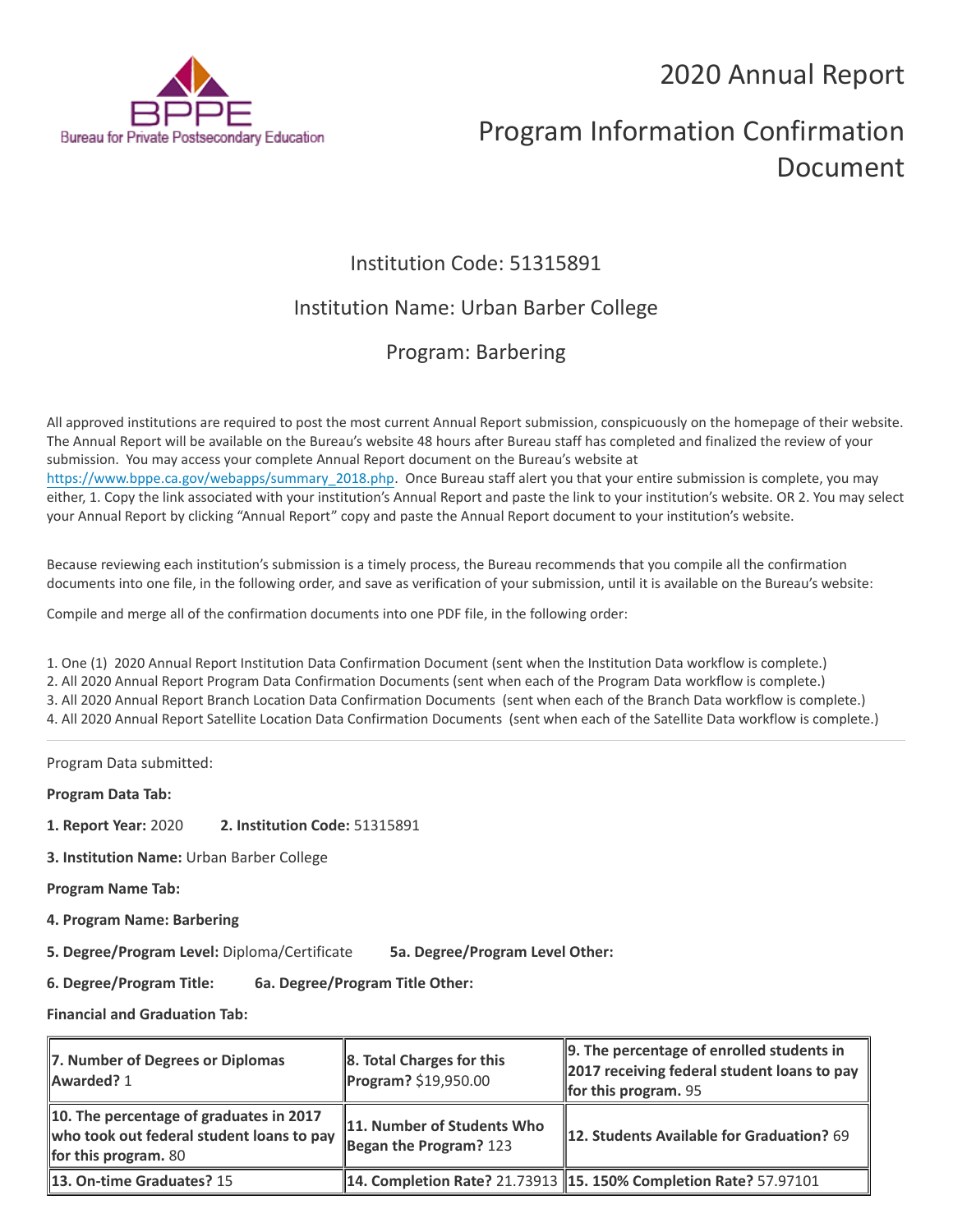2020 Annual Report

# Program Information Confirmation Document

Institution Code: 51315891

Institution Name: Urban Barber College

Program: Barbering

All approved institutions are required to post the most current Annual Report submission, conspicuously on the homepage of their website. The Annual Report will be available on the Bureau's website 48 hours after Bureau staff has completed and finalized the review of your submission. You may access your complete Annual Report document on the Bureau's website at https://www.bppe.ca.gov/webapps/summary_2018.php. Once Bureau staff alert you that your entire submission is complete, you may either, 1. Copy the link associated with your institution's Annual Report and paste the link to your institution's website. OR 2. You may select your Annual Report by clicking "Annual Report" copy and paste the Annual Report document to your institution's website.

Because reviewing each institution's submission is a timely process, the Bureau recommends that you compile all the confirmation documents into one file, in the following order, and save as verification of your submission, until it is available on the Bureau's website:

Compile and merge all of the confirmation documents into one PDF file, in the following order:

1. One (1) 2020 Annual Report Institution Data Confirmation Document (sent when the Institution Data workflow is complete.)
2. All 2020 Annual Report Program Data Confirmation Documents (sent when each of the Program Data workflow is complete.)
3. All 2020 Annual Report Branch Location Data Confirmation Documents (sent when each of the Branch Data workflow is complete.)
4. All 2020 Annual Report Satellite Location Data Confirmation Documents (sent when each of the Satellite Data workflow is complete.)

---

Program Data submitted:

**Program Data Tab:**

**1. Report Year:** 2020 **2. Institution Code:** 51315891

**3. Institution Name:** Urban Barber College

**Program Name Tab:**

**4. Program Name: Barbering**

**5. Degree/Program Level:** Diploma/Certificate **5a. Degree/Program Level Other:**

**6. Degree/Program Title:** **6a. Degree/Program Title Other:**

**Financial and Graduation Tab:**

| | | |
|---|---|---|
| **7. Number of Degrees or Diplomas Awarded?** 1 | **8. Total Charges for this Program?** $19,950.00 | **9. The percentage of enrolled students in 2017 receiving federal student loans to pay for this program.** 95 |
| **10. The percentage of graduates in 2017 who took out federal student loans to pay for this program.** 80 | **11. Number of Students Who Began the Program?** 123 | **12. Students Available for Graduation?** 69 |
| **13. On-time Graduates?** 15 | **14. Completion Rate?** 21.73913 | **15. 150% Completion Rate?** 57.97101 |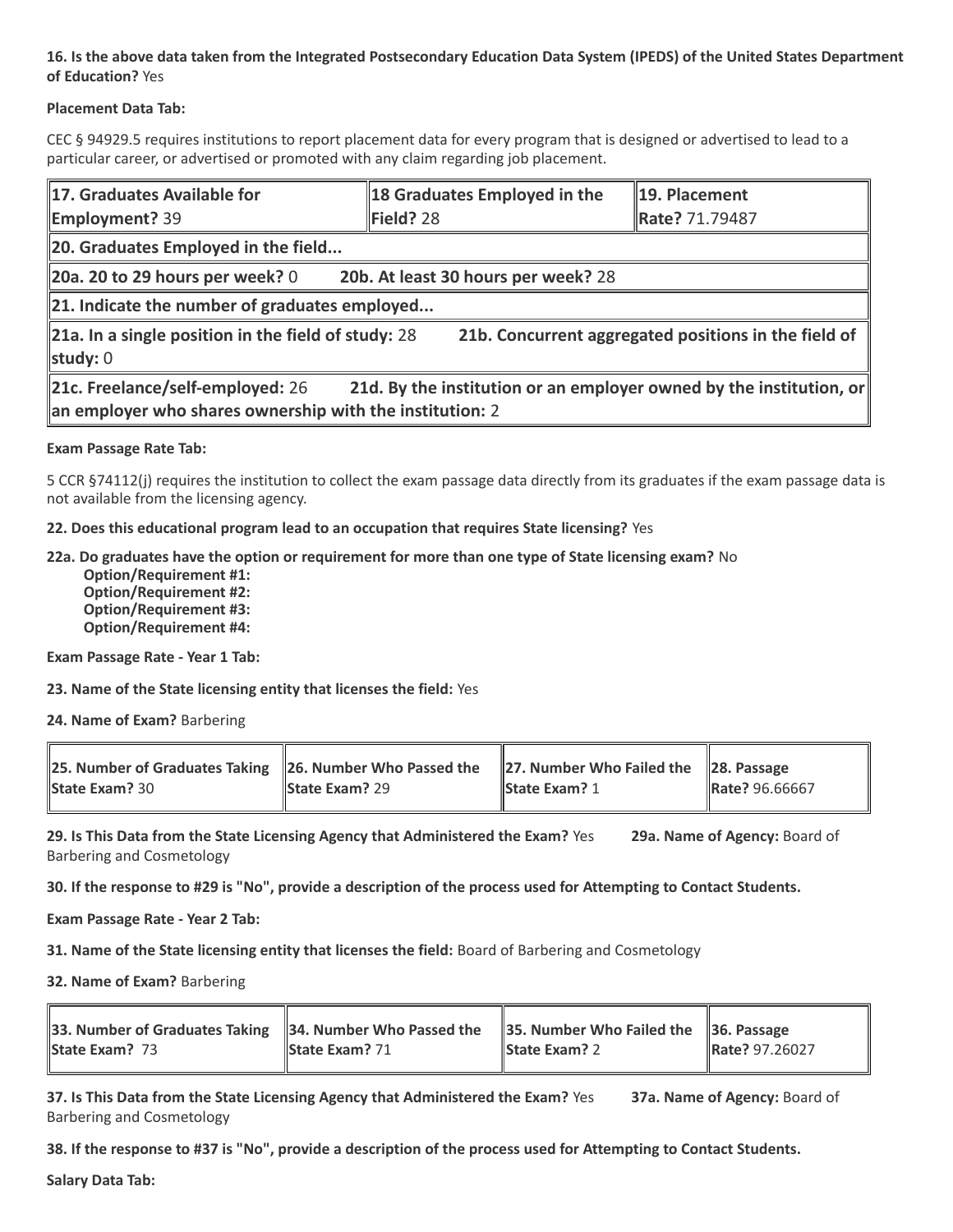**16. Is the above data taken from the Integrated Postsecondary Education Data System (IPEDS) of the United States Department of Education?** Yes

**Placement Data Tab:**

CEC § 94929.5 requires institutions to report placement data for every program that is designed or advertised to lead to a particular career, or advertised or promoted with any claim regarding job placement.

| **17. Graduates Available for Employment?** 39 | **18 Graduates Employed in the Field?** 28 | **19. Placement Rate?** 71.79487 |
|---|---|---|
| **20. Graduates Employed in the field...** | | |
| **20a. 20 to 29 hours per week?** 0 **20b. At least 30 hours per week?** 28 | | |
| **21. Indicate the number of graduates employed...** | | |
| **21a. In a single position in the field of study:** 28 **21b. Concurrent aggregated positions in the field of study:** 0 | | |
| **21c. Freelance/self-employed:** 26 **21d. By the institution or an employer owned by the institution, or an employer who shares ownership with the institution:** 2 | | |

**Exam Passage Rate Tab:**

5 CCR §74112(j) requires the institution to collect the exam passage data directly from its graduates if the exam passage data is not available from the licensing agency.

**22. Does this educational program lead to an occupation that requires State licensing?** Yes

**22a. Do graduates have the option or requirement for more than one type of State licensing exam?** No
- **Option/Requirement #1:**
- **Option/Requirement #2:**
- **Option/Requirement #3:**
- **Option/Requirement #4:**

**Exam Passage Rate - Year 1 Tab:**

**23. Name of the State licensing entity that licenses the field:** Yes

**24. Name of Exam?** Barbering

| **25. Number of Graduates Taking State Exam?** 30 | **26. Number Who Passed the State Exam?** 29 | **27. Number Who Failed the State Exam?** 1 | **28. Passage Rate?** 96.66667 |
|---|---|---|---|

**29. Is This Data from the State Licensing Agency that Administered the Exam?** Yes **29a. Name of Agency:** Board of Barbering and Cosmetology

**30. If the response to #29 is "No", provide a description of the process used for Attempting to Contact Students.**

**Exam Passage Rate - Year 2 Tab:**

**31. Name of the State licensing entity that licenses the field:** Board of Barbering and Cosmetology

**32. Name of Exam?** Barbering

| **33. Number of Graduates Taking State Exam?** 73 | **34. Number Who Passed the State Exam?** 71 | **35. Number Who Failed the State Exam?** 2 | **36. Passage Rate?** 97.26027 |
|---|---|---|---|

**37. Is This Data from the State Licensing Agency that Administered the Exam?** Yes **37a. Name of Agency:** Board of Barbering and Cosmetology

**38. If the response to #37 is "No", provide a description of the process used for Attempting to Contact Students.**

**Salary Data Tab:**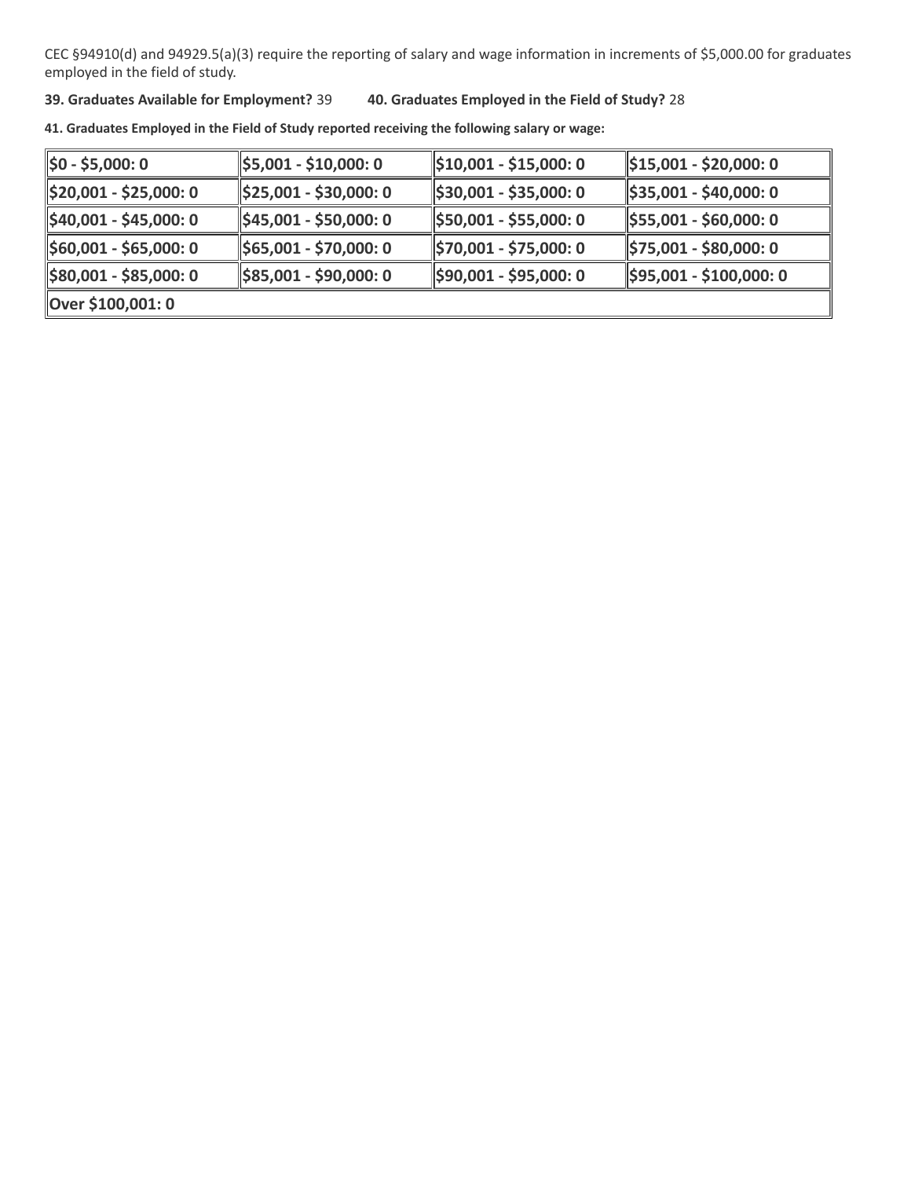CEC §94910(d) and 94929.5(a)(3) require the reporting of salary and wage information in increments of $5,000.00 for graduates employed in the field of study.

**39. Graduates Available for Employment?** 39 **40. Graduates Employed in the Field of Study?** 28

**41. Graduates Employed in the Field of Study reported receiving the following salary or wage:**

| | | | |
|---|---|---|---|
| **$0 - $5,000: 0** | **$5,001 - $10,000: 0** | **$10,001 - $15,000: 0** | **$15,001 - $20,000: 0** |
| **$20,001 - $25,000: 0** | **$25,001 - $30,000: 0** | **$30,001 - $35,000: 0** | **$35,001 - $40,000: 0** |
| **$40,001 - $45,000: 0** | **$45,001 - $50,000: 0** | **$50,001 - $55,000: 0** | **$55,001 - $60,000: 0** |
| **$60,001 - $65,000: 0** | **$65,001 - $70,000: 0** | **$70,001 - $75,000: 0** | **$75,001 - $80,000: 0** |
| **$80,001 - $85,000: 0** | **$85,001 - $90,000: 0** | **$90,001 - $95,000: 0** | **$95,001 - $100,000: 0** |
| **Over $100,001: 0** | | | |